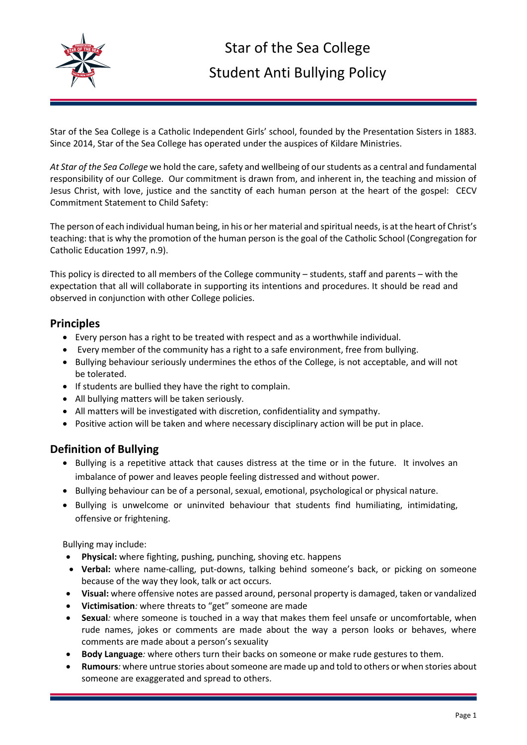# Star of the Sea College
# Student Anti Bullying Policy

Star of the Sea College is a Catholic Independent Girls' school, founded by the Presentation Sisters in 1883. Since 2014, Star of the Sea College has operated under the auspices of Kildare Ministries.

*At Star of the Sea College* we hold the care, safety and wellbeing of our students as a central and fundamental responsibility of our College. Our commitment is drawn from, and inherent in, the teaching and mission of Jesus Christ, with love, justice and the sanctity of each human person at the heart of the gospel: CECV Commitment Statement to Child Safety:

The person of each individual human being, in his or her material and spiritual needs, is at the heart of Christ's teaching: that is why the promotion of the human person is the goal of the Catholic School (Congregation for Catholic Education 1997, n.9).

This policy is directed to all members of the College community – students, staff and parents – with the expectation that all will collaborate in supporting its intentions and procedures. It should be read and observed in conjunction with other College policies.

## Principles

- Every person has a right to be treated with respect and as a worthwhile individual.
- Every member of the community has a right to a safe environment, free from bullying.
- Bullying behaviour seriously undermines the ethos of the College, is not acceptable, and will not be tolerated.
- If students are bullied they have the right to complain.
- All bullying matters will be taken seriously.
- All matters will be investigated with discretion, confidentiality and sympathy.
- Positive action will be taken and where necessary disciplinary action will be put in place.

## Definition of Bullying

- Bullying is a repetitive attack that causes distress at the time or in the future. It involves an imbalance of power and leaves people feeling distressed and without power.
- Bullying behaviour can be of a personal, sexual, emotional, psychological or physical nature.
- Bullying is unwelcome or uninvited behaviour that students find humiliating, intimidating, offensive or frightening.

Bullying may include:

- **Physical:** where fighting, pushing, punching, shoving etc. happens
- **Verbal:** where name-calling, put-downs, talking behind someone's back, or picking on someone because of the way they look, talk or act occurs.
- **Visual:** where offensive notes are passed around, personal property is damaged, taken or vandalized
- **Victimisation***:* where threats to "get" someone are made
- **Sexual***:* where someone is touched in a way that makes them feel unsafe or uncomfortable, when rude names, jokes or comments are made about the way a person looks or behaves, where comments are made about a person's sexuality
- **Body Language***:* where others turn their backs on someone or make rude gestures to them.
- **Rumours***:* where untrue stories about someone are made up and told to others or when stories about someone are exaggerated and spread to others.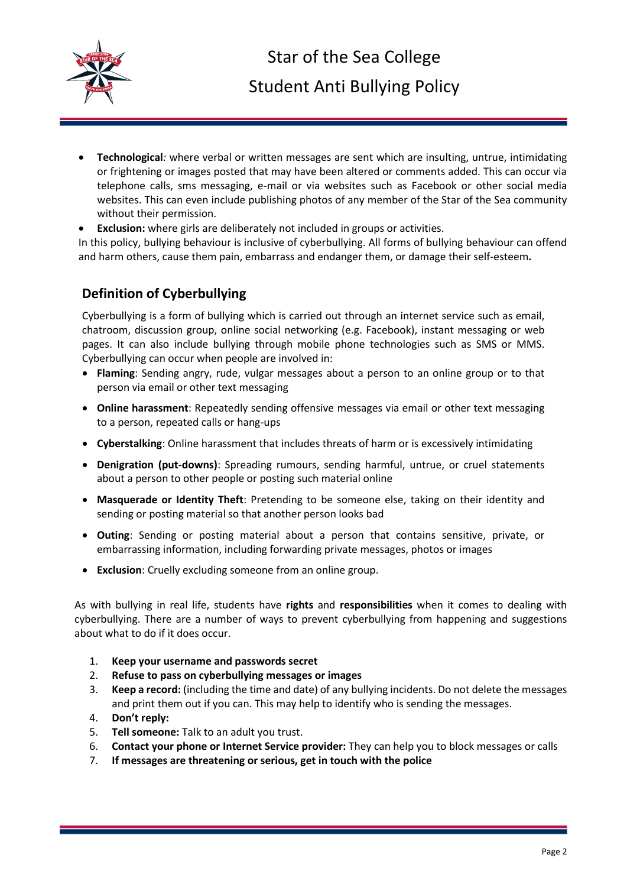- **Technological***:* where verbal or written messages are sent which are insulting, untrue, intimidating or frightening or images posted that may have been altered or comments added. This can occur via telephone calls, sms messaging, e-mail or via websites such as Facebook or other social media websites. This can even include publishing photos of any member of the Star of the Sea community without their permission.
- **Exclusion:** where girls are deliberately not included in groups or activities.

In this policy, bullying behaviour is inclusive of cyberbullying. All forms of bullying behaviour can offend and harm others, cause them pain, embarrass and endanger them, or damage their self-esteem**.**

## Definition of Cyberbullying

Cyberbullying is a form of bullying which is carried out through an internet service such as email, chatroom, discussion group, online social networking (e.g. Facebook), instant messaging or web pages. It can also include bullying through mobile phone technologies such as SMS or MMS. Cyberbullying can occur when people are involved in:

- **Flaming**: Sending angry, rude, vulgar messages about a person to an online group or to that person via email or other text messaging
- **Online harassment**: Repeatedly sending offensive messages via email or other text messaging to a person, repeated calls or hang-ups
- **Cyberstalking**: Online harassment that includes threats of harm or is excessively intimidating
- **Denigration (put-downs)**: Spreading rumours, sending harmful, untrue, or cruel statements about a person to other people or posting such material online
- **Masquerade or Identity Theft**: Pretending to be someone else, taking on their identity and sending or posting material so that another person looks bad
- **Outing**: Sending or posting material about a person that contains sensitive, private, or embarrassing information, including forwarding private messages, photos or images
- **Exclusion**: Cruelly excluding someone from an online group.

As with bullying in real life, students have **rights** and **responsibilities** when it comes to dealing with cyberbullying. There are a number of ways to prevent cyberbullying from happening and suggestions about what to do if it does occur.

1. **Keep your username and passwords secret**
2. **Refuse to pass on cyberbullying messages or images**
3. **Keep a record:** (including the time and date) of any bullying incidents. Do not delete the messages and print them out if you can. This may help to identify who is sending the messages.
4. **Don't reply:**
5. **Tell someone:** Talk to an adult you trust.
6. **Contact your phone or Internet Service provider:** They can help you to block messages or calls
7. **If messages are threatening or serious, get in touch with the police**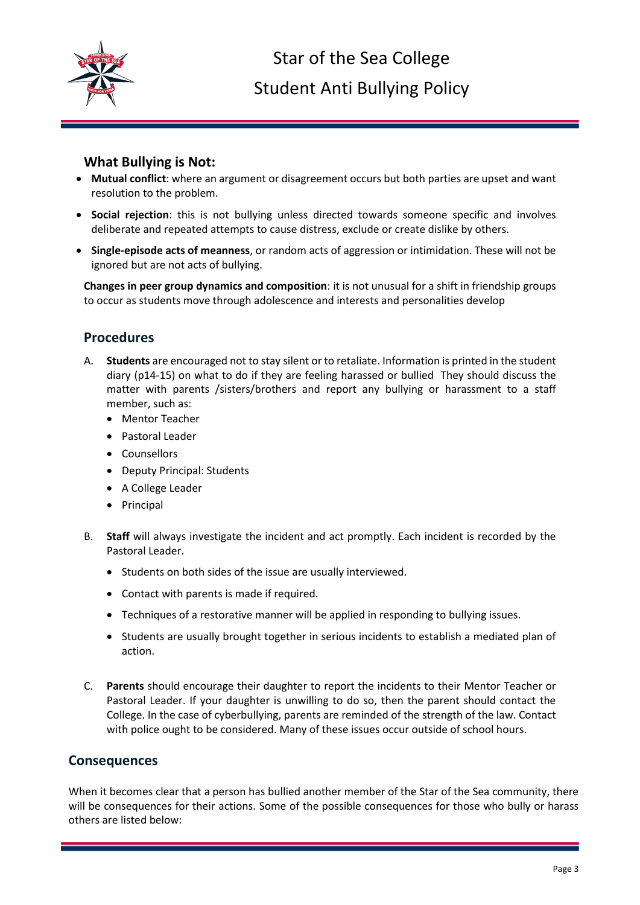## What Bullying is Not:

- **Mutual conflict**: where an argument or disagreement occurs but both parties are upset and want resolution to the problem.
- **Social rejection**: this is not bullying unless directed towards someone specific and involves deliberate and repeated attempts to cause distress, exclude or create dislike by others.
- **Single-episode acts of meanness**, or random acts of aggression or intimidation. These will not be ignored but are not acts of bullying.

**Changes in peer group dynamics and composition**: it is not unusual for a shift in friendship groups to occur as students move through adolescence and interests and personalities develop

## Procedures

A. **Students** are encouraged not to stay silent or to retaliate. Information is printed in the student diary (p14-15) on what to do if they are feeling harassed or bullied They should discuss the matter with parents /sisters/brothers and report any bullying or harassment to a staff member, such as:
   - Mentor Teacher
   - Pastoral Leader
   - Counsellors
   - Deputy Principal: Students
   - A College Leader
   - Principal

B. **Staff** will always investigate the incident and act promptly. Each incident is recorded by the Pastoral Leader.
   - Students on both sides of the issue are usually interviewed.
   - Contact with parents is made if required.
   - Techniques of a restorative manner will be applied in responding to bullying issues.
   - Students are usually brought together in serious incidents to establish a mediated plan of action.

C. **Parents** should encourage their daughter to report the incidents to their Mentor Teacher or Pastoral Leader. If your daughter is unwilling to do so, then the parent should contact the College. In the case of cyberbullying, parents are reminded of the strength of the law. Contact with police ought to be considered. Many of these issues occur outside of school hours.

## Consequences

When it becomes clear that a person has bullied another member of the Star of the Sea community, there will be consequences for their actions. Some of the possible consequences for those who bully or harass others are listed below: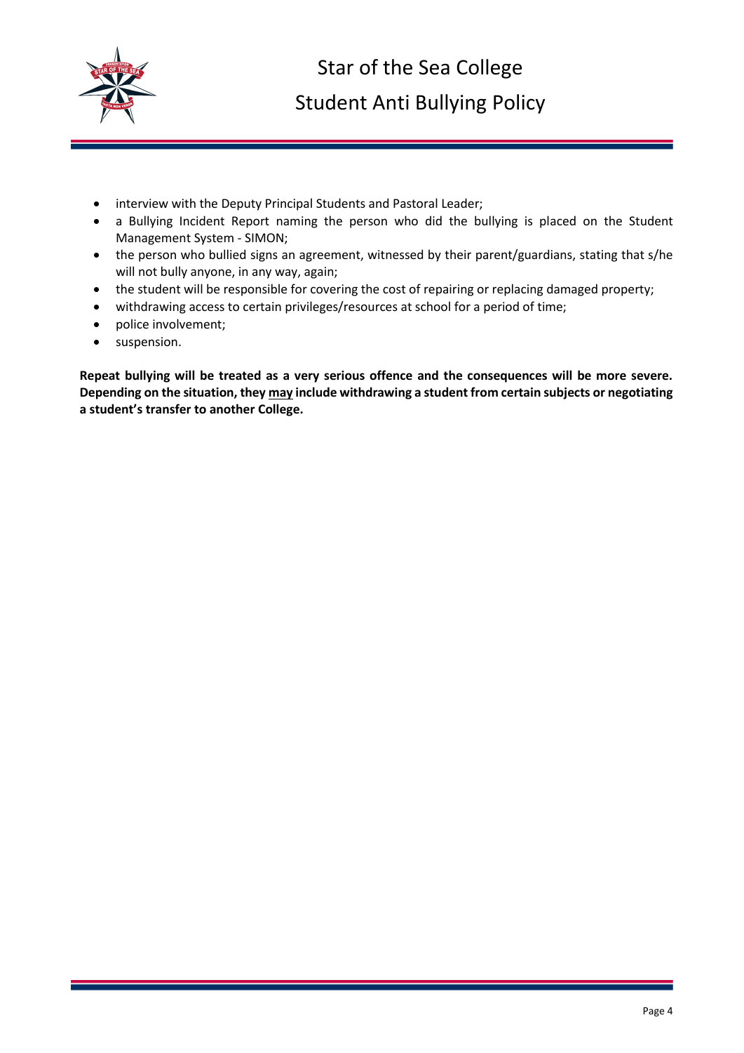- interview with the Deputy Principal Students and Pastoral Leader;
- a Bullying Incident Report naming the person who did the bullying is placed on the Student Management System - SIMON;
- the person who bullied signs an agreement, witnessed by their parent/guardians, stating that s/he will not bully anyone, in any way, again;
- the student will be responsible for covering the cost of repairing or replacing damaged property;
- withdrawing access to certain privileges/resources at school for a period of time;
- police involvement;
- suspension.

**Repeat bullying will be treated as a very serious offence and the consequences will be more severe. Depending on the situation, they <u>may</u> include withdrawing a student from certain subjects or negotiating a student's transfer to another College.**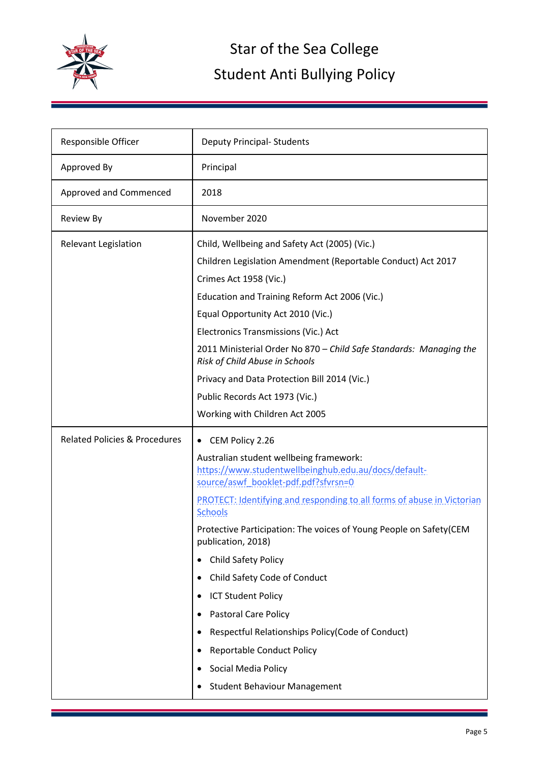# Star of the Sea College

## Student Anti Bullying Policy

| Responsible Officer | Deputy Principal- Students |
|---|---|
| Approved By | Principal |
| Approved and Commenced | 2018 |
| Review By | November 2020 |
| Relevant Legislation | Child, Wellbeing and Safety Act (2005) (Vic.)<br>Children Legislation Amendment (Reportable Conduct) Act 2017<br>Crimes Act 1958 (Vic.)<br>Education and Training Reform Act 2006 (Vic.)<br>Equal Opportunity Act 2010 (Vic.)<br>Electronics Transmissions (Vic.) Act<br>2011 Ministerial Order No 870 – *Child Safe Standards: Managing the Risk of Child Abuse in Schools*<br>Privacy and Data Protection Bill 2014 (Vic.)<br>Public Records Act 1973 (Vic.)<br>Working with Children Act 2005 |
| Related Policies & Procedures | • CEM Policy 2.26<br>Australian student wellbeing framework: https://www.studentwellbeinghub.edu.au/docs/default-source/aswf_booklet-pdf.pdf?sfvrsn=0<br>PROTECT: Identifying and responding to all forms of abuse in Victorian Schools<br>Protective Participation: The voices of Young People on Safety(CEM publication, 2018)<br>• Child Safety Policy<br>• Child Safety Code of Conduct<br>• ICT Student Policy<br>• Pastoral Care Policy<br>• Respectful Relationships Policy(Code of Conduct)<br>• Reportable Conduct Policy<br>• Social Media Policy<br>• Student Behaviour Management |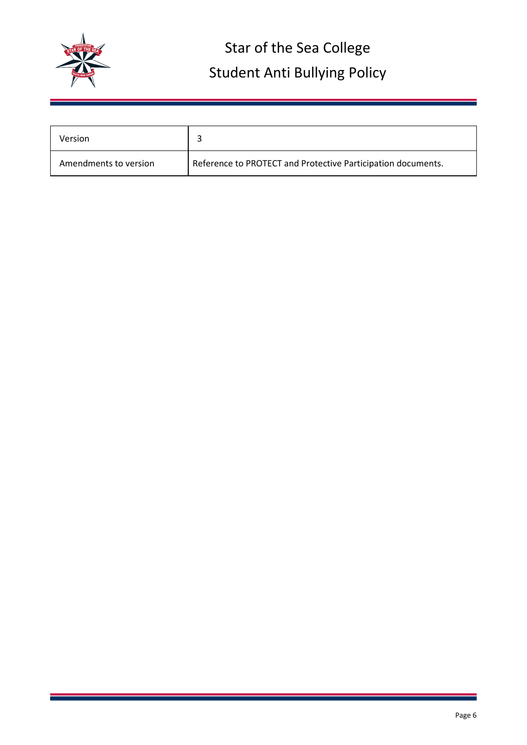| | |
|---|---|
| Version | 3 |
| Amendments to version | Reference to PROTECT and Protective Participation documents. |